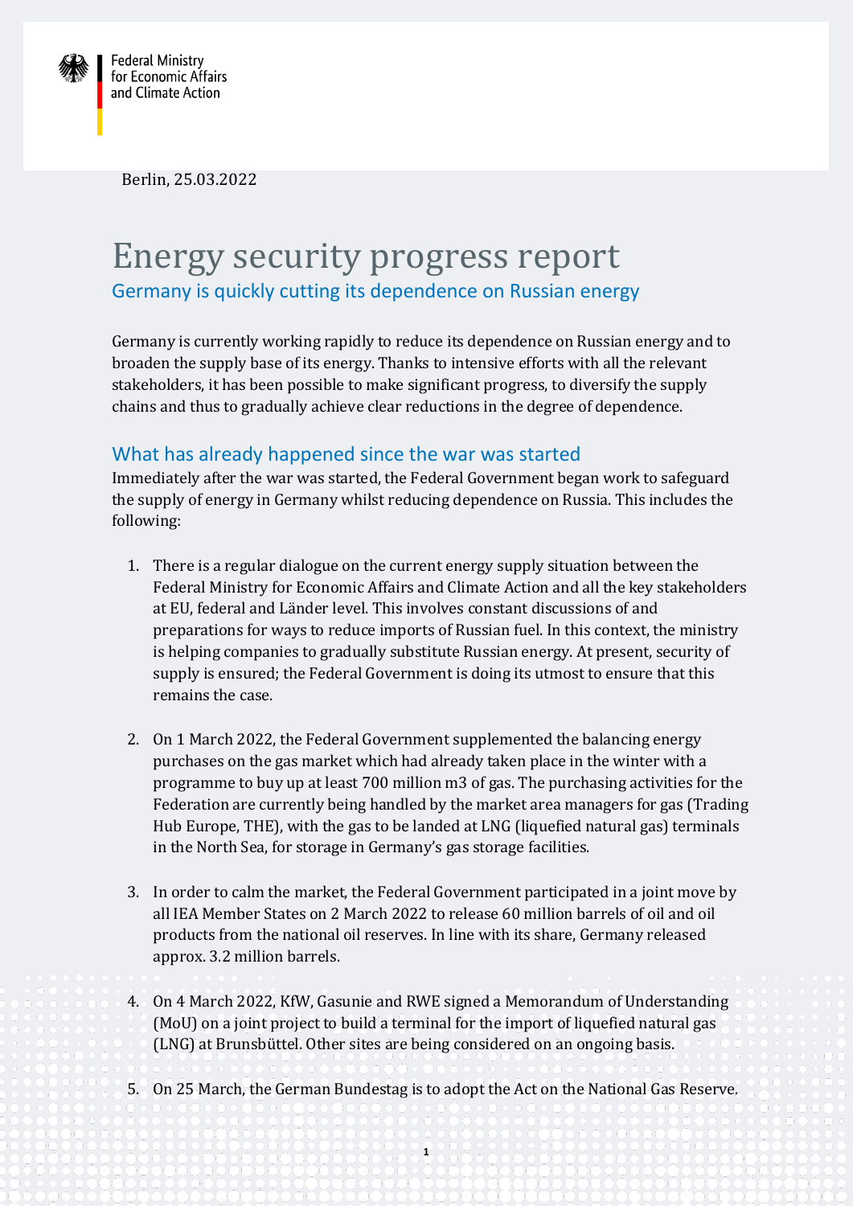Federal Ministry for Economic Affairs and Climate Action

Berlin, 25.03.2022

# Energy security progress report

## Germany is quickly cutting its dependence on Russian energy

Germany is currently working rapidly to reduce its dependence on Russian energy and to broaden the supply base of its energy. Thanks to intensive efforts with all the relevant stakeholders, it has been possible to make significant progress, to diversify the supply chains and thus to gradually achieve clear reductions in the degree of dependence.

### What has already happened since the war was started

Immediately after the war was started, the Federal Government began work to safeguard the supply of energy in Germany whilst reducing dependence on Russia. This includes the following:

1. There is a regular dialogue on the current energy supply situation between the Federal Ministry for Economic Affairs and Climate Action and all the key stakeholders at EU, federal and Länder level. This involves constant discussions of and preparations for ways to reduce imports of Russian fuel. In this context, the ministry is helping companies to gradually substitute Russian energy. At present, security of supply is ensured; the Federal Government is doing its utmost to ensure that this remains the case.

2. On 1 March 2022, the Federal Government supplemented the balancing energy purchases on the gas market which had already taken place in the winter with a programme to buy up at least 700 million m3 of gas. The purchasing activities for the Federation are currently being handled by the market area managers for gas (Trading Hub Europe, THE), with the gas to be landed at LNG (liquefied natural gas) terminals in the North Sea, for storage in Germany's gas storage facilities.

3. In order to calm the market, the Federal Government participated in a joint move by all IEA Member States on 2 March 2022 to release 60 million barrels of oil and oil products from the national oil reserves. In line with its share, Germany released approx. 3.2 million barrels.

4. On 4 March 2022, KfW, Gasunie and RWE signed a Memorandum of Understanding (MoU) on a joint project to build a terminal for the import of liquefied natural gas (LNG) at Brunsbüttel. Other sites are being considered on an ongoing basis.

5. On 25 March, the German Bundestag is to adopt the Act on the National Gas Reserve.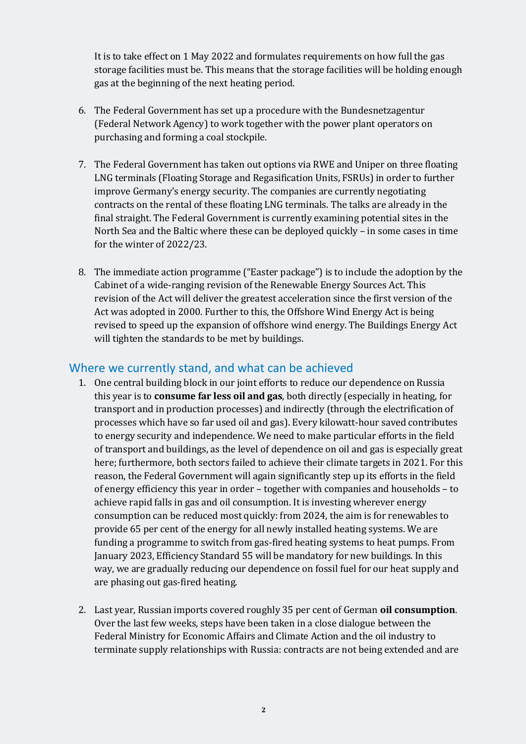It is to take effect on 1 May 2022 and formulates requirements on how full the gas storage facilities must be. This means that the storage facilities will be holding enough gas at the beginning of the next heating period.

6. The Federal Government has set up a procedure with the Bundesnetzagentur (Federal Network Agency) to work together with the power plant operators on purchasing and forming a coal stockpile.

7. The Federal Government has taken out options via RWE and Uniper on three floating LNG terminals (Floating Storage and Regasification Units, FSRUs) in order to further improve Germany's energy security. The companies are currently negotiating contracts on the rental of these floating LNG terminals. The talks are already in the final straight. The Federal Government is currently examining potential sites in the North Sea and the Baltic where these can be deployed quickly – in some cases in time for the winter of 2022/23.

8. The immediate action programme ("Easter package") is to include the adoption by the Cabinet of a wide-ranging revision of the Renewable Energy Sources Act. This revision of the Act will deliver the greatest acceleration since the first version of the Act was adopted in 2000. Further to this, the Offshore Wind Energy Act is being revised to speed up the expansion of offshore wind energy. The Buildings Energy Act will tighten the standards to be met by buildings.

## Where we currently stand, and what can be achieved

1. One central building block in our joint efforts to reduce our dependence on Russia this year is to **consume far less oil and gas**, both directly (especially in heating, for transport and in production processes) and indirectly (through the electrification of processes which have so far used oil and gas). Every kilowatt-hour saved contributes to energy security and independence. We need to make particular efforts in the field of transport and buildings, as the level of dependence on oil and gas is especially great here; furthermore, both sectors failed to achieve their climate targets in 2021. For this reason, the Federal Government will again significantly step up its efforts in the field of energy efficiency this year in order – together with companies and households – to achieve rapid falls in gas and oil consumption. It is investing wherever energy consumption can be reduced most quickly: from 2024, the aim is for renewables to provide 65 per cent of the energy for all newly installed heating systems. We are funding a programme to switch from gas-fired heating systems to heat pumps. From January 2023, Efficiency Standard 55 will be mandatory for new buildings. In this way, we are gradually reducing our dependence on fossil fuel for our heat supply and are phasing out gas-fired heating.

2. Last year, Russian imports covered roughly 35 per cent of German **oil consumption**. Over the last few weeks, steps have been taken in a close dialogue between the Federal Ministry for Economic Affairs and Climate Action and the oil industry to terminate supply relationships with Russia: contracts are not being extended and are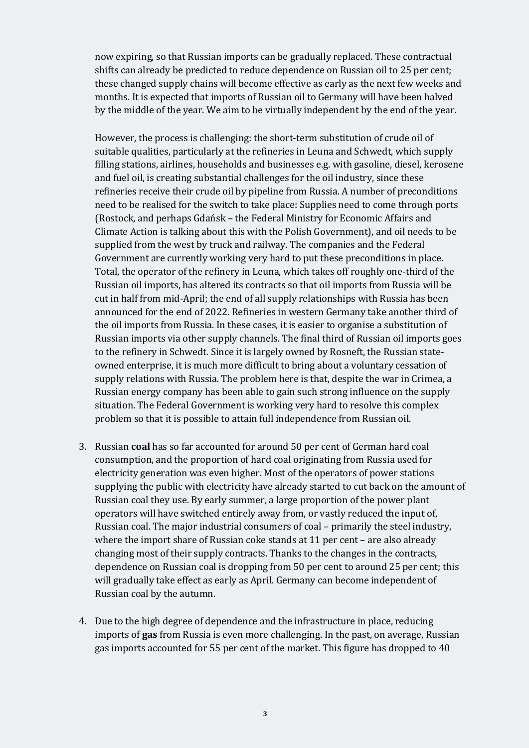now expiring, so that Russian imports can be gradually replaced. These contractual shifts can already be predicted to reduce dependence on Russian oil to 25 per cent; these changed supply chains will become effective as early as the next few weeks and months. It is expected that imports of Russian oil to Germany will have been halved by the middle of the year. We aim to be virtually independent by the end of the year.

However, the process is challenging: the short-term substitution of crude oil of suitable qualities, particularly at the refineries in Leuna and Schwedt, which supply filling stations, airlines, households and businesses e.g. with gasoline, diesel, kerosene and fuel oil, is creating substantial challenges for the oil industry, since these refineries receive their crude oil by pipeline from Russia. A number of preconditions need to be realised for the switch to take place: Supplies need to come through ports (Rostock, and perhaps Gdańsk – the Federal Ministry for Economic Affairs and Climate Action is talking about this with the Polish Government), and oil needs to be supplied from the west by truck and railway. The companies and the Federal Government are currently working very hard to put these preconditions in place. Total, the operator of the refinery in Leuna, which takes off roughly one-third of the Russian oil imports, has altered its contracts so that oil imports from Russia will be cut in half from mid-April; the end of all supply relationships with Russia has been announced for the end of 2022. Refineries in western Germany take another third of the oil imports from Russia. In these cases, it is easier to organise a substitution of Russian imports via other supply channels. The final third of Russian oil imports goes to the refinery in Schwedt. Since it is largely owned by Rosneft, the Russian state-owned enterprise, it is much more difficult to bring about a voluntary cessation of supply relations with Russia. The problem here is that, despite the war in Crimea, a Russian energy company has been able to gain such strong influence on the supply situation. The Federal Government is working very hard to resolve this complex problem so that it is possible to attain full independence from Russian oil.

3. Russian **coal** has so far accounted for around 50 per cent of German hard coal consumption, and the proportion of hard coal originating from Russia used for electricity generation was even higher. Most of the operators of power stations supplying the public with electricity have already started to cut back on the amount of Russian coal they use. By early summer, a large proportion of the power plant operators will have switched entirely away from, or vastly reduced the input of, Russian coal. The major industrial consumers of coal – primarily the steel industry, where the import share of Russian coke stands at 11 per cent – are also already changing most of their supply contracts. Thanks to the changes in the contracts, dependence on Russian coal is dropping from 50 per cent to around 25 per cent; this will gradually take effect as early as April. Germany can become independent of Russian coal by the autumn.

4. Due to the high degree of dependence and the infrastructure in place, reducing imports of **gas** from Russia is even more challenging. In the past, on average, Russian gas imports accounted for 55 per cent of the market. This figure has dropped to 40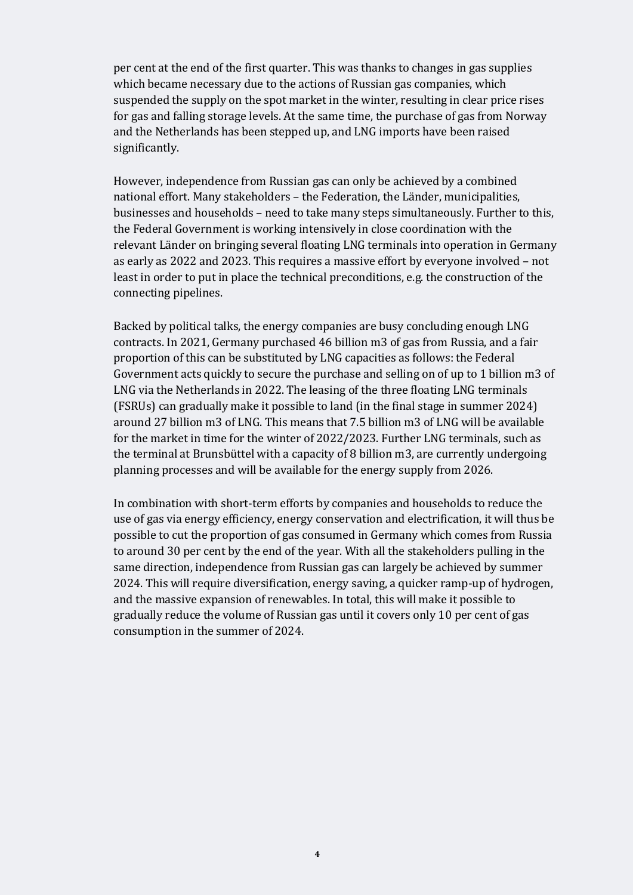per cent at the end of the first quarter. This was thanks to changes in gas supplies which became necessary due to the actions of Russian gas companies, which suspended the supply on the spot market in the winter, resulting in clear price rises for gas and falling storage levels. At the same time, the purchase of gas from Norway and the Netherlands has been stepped up, and LNG imports have been raised significantly.

However, independence from Russian gas can only be achieved by a combined national effort. Many stakeholders – the Federation, the Länder, municipalities, businesses and households – need to take many steps simultaneously. Further to this, the Federal Government is working intensively in close coordination with the relevant Länder on bringing several floating LNG terminals into operation in Germany as early as 2022 and 2023. This requires a massive effort by everyone involved – not least in order to put in place the technical preconditions, e.g. the construction of the connecting pipelines.

Backed by political talks, the energy companies are busy concluding enough LNG contracts. In 2021, Germany purchased 46 billion m3 of gas from Russia, and a fair proportion of this can be substituted by LNG capacities as follows: the Federal Government acts quickly to secure the purchase and selling on of up to 1 billion m3 of LNG via the Netherlands in 2022. The leasing of the three floating LNG terminals (FSRUs) can gradually make it possible to land (in the final stage in summer 2024) around 27 billion m3 of LNG. This means that 7.5 billion m3 of LNG will be available for the market in time for the winter of 2022/2023. Further LNG terminals, such as the terminal at Brunsbüttel with a capacity of 8 billion m3, are currently undergoing planning processes and will be available for the energy supply from 2026.

In combination with short-term efforts by companies and households to reduce the use of gas via energy efficiency, energy conservation and electrification, it will thus be possible to cut the proportion of gas consumed in Germany which comes from Russia to around 30 per cent by the end of the year. With all the stakeholders pulling in the same direction, independence from Russian gas can largely be achieved by summer 2024. This will require diversification, energy saving, a quicker ramp-up of hydrogen, and the massive expansion of renewables. In total, this will make it possible to gradually reduce the volume of Russian gas until it covers only 10 per cent of gas consumption in the summer of 2024.